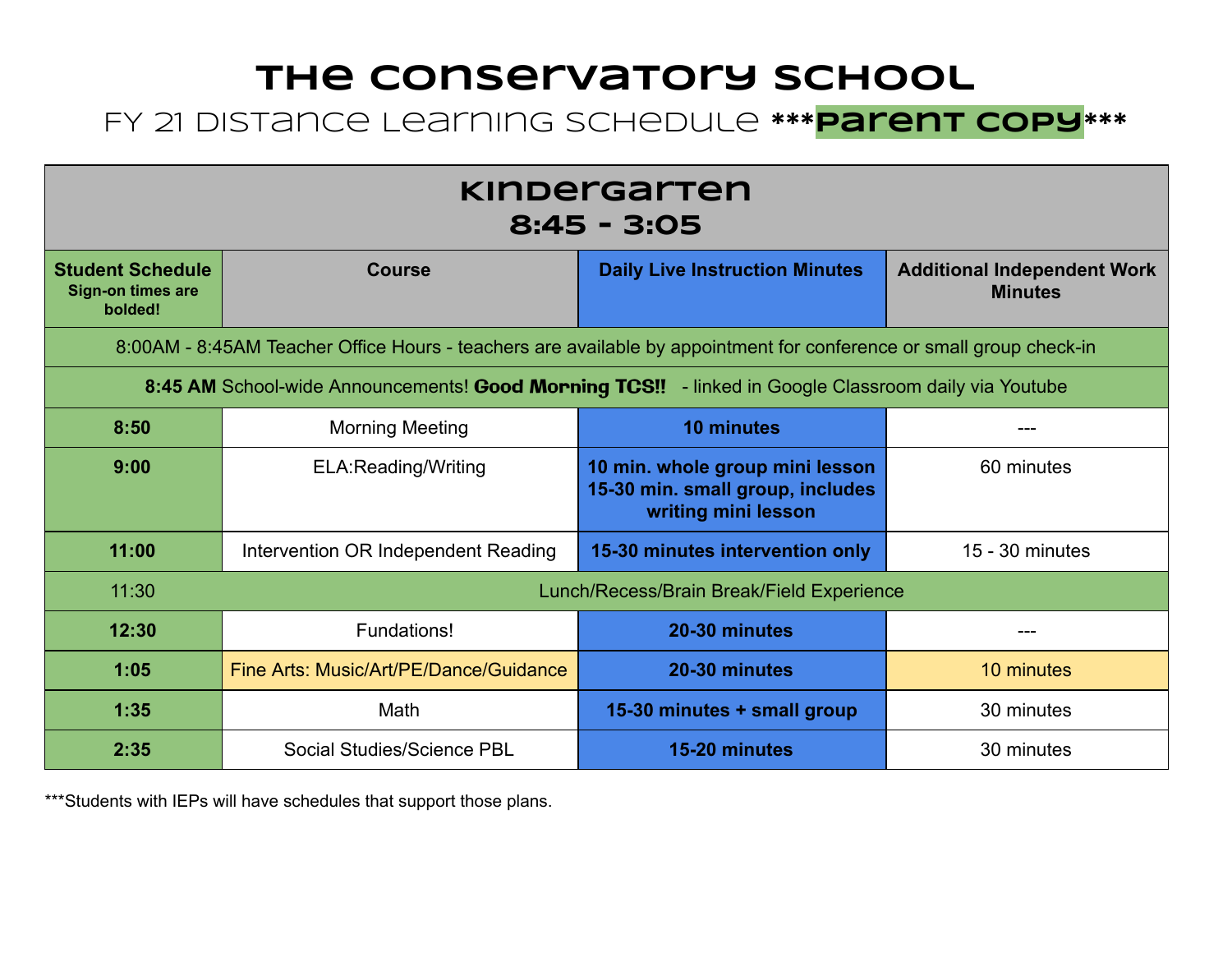# The Conservatory School

## FY 21 Distance Learning Schedule ***Parent Copy***

| Kindergarten 8:45 - 3:05 | | | |
|---|---|---|---|
| **Student Schedule** **Sign-on times are bolded!** | **Course** | **Daily Live Instruction Minutes** | **Additional Independent Work Minutes** |
| 8:00AM - 8:45AM Teacher Office Hours - teachers are available by appointment for conference or small group check-in | | | |
| **8:45 AM** School-wide Announcements! **Good Morning TCS!!** - linked in Google Classroom daily via Youtube | | | |
| **8:50** | Morning Meeting | **10 minutes** | --- |
| **9:00** | ELA:Reading/Writing | **10 min. whole group mini lesson 15-30 min. small group, includes writing mini lesson** | 60 minutes |
| **11:00** | Intervention OR Independent Reading | **15-30 minutes intervention only** | 15 - 30 minutes |
| 11:30 | Lunch/Recess/Brain Break/Field Experience | | |
| **12:30** | Fundations! | **20-30 minutes** | --- |
| **1:05** | Fine Arts: Music/Art/PE/Dance/Guidance | **20-30 minutes** | 10 minutes |
| **1:35** | Math | **15-30 minutes + small group** | 30 minutes |
| **2:35** | Social Studies/Science PBL | **15-20 minutes** | 30 minutes |

***Students with IEPs will have schedules that support those plans.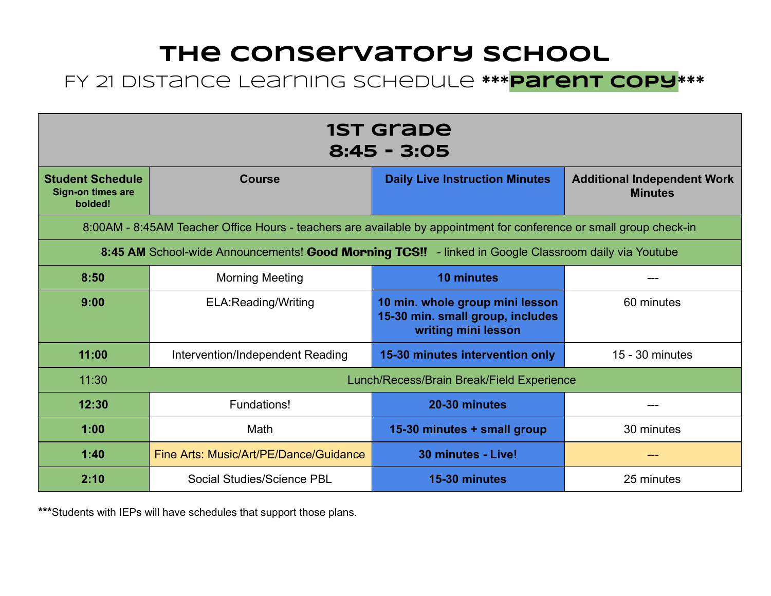# The Conservatory School

## FY 21 Distance Learning Schedule ***Parent Copy***

| 1st Grade 8:45 - 3:05 | | | |
|---|---|---|---|
| **Student Schedule** **Sign-on times are bolded!** | **Course** | **Daily Live Instruction Minutes** | **Additional Independent Work Minutes** |
| 8:00AM - 8:45AM Teacher Office Hours - teachers are available by appointment for conference or small group check-in | | | |
| **8:45 AM** School-wide Announcements! **Good Morning TCS!!** - linked in Google Classroom daily via Youtube | | | |
| **8:50** | Morning Meeting | **10 minutes** | --- |
| **9:00** | ELA:Reading/Writing | **10 min. whole group mini lesson 15-30 min. small group, includes writing mini lesson** | 60 minutes |
| **11:00** | Intervention/Independent Reading | **15-30 minutes intervention only** | 15 - 30 minutes |
| 11:30 | Lunch/Recess/Brain Break/Field Experience | | |
| **12:30** | Fundations! | **20-30 minutes** | --- |
| **1:00** | Math | **15-30 minutes + small group** | 30 minutes |
| **1:40** | Fine Arts: Music/Art/PE/Dance/Guidance | **30 minutes - Live!** | --- |
| **2:10** | Social Studies/Science PBL | **15-30 minutes** | 25 minutes |

*****Students with IEPs will have schedules that support those plans.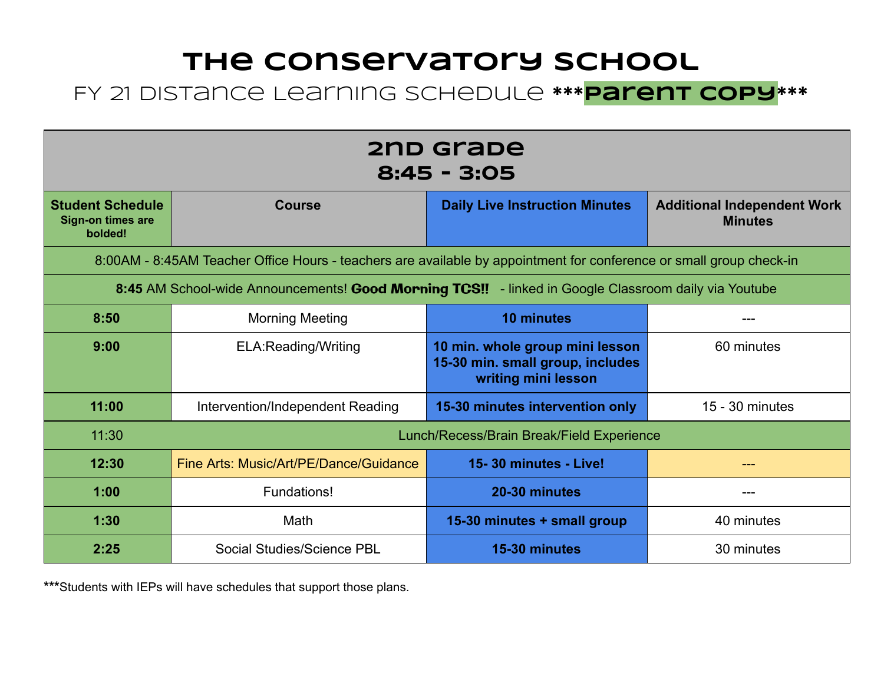# The Conservatory School

## FY 21 Distance Learning Schedule ***Parent Copy***

| 2nd Grade<br>8:45 - 3:05 | | | |
|---|---|---|---|
| **Student Schedule**<br>**Sign-on times are bolded!** | **Course** | **Daily Live Instruction Minutes** | **Additional Independent Work Minutes** |
| 8:00AM - 8:45AM Teacher Office Hours - teachers are available by appointment for conference or small group check-in | | | |
| **8:45** AM School-wide Announcements! **Good Morning TCS!!** - linked in Google Classroom daily via Youtube | | | |
| **8:50** | Morning Meeting | **10 minutes** | --- |
| **9:00** | ELA:Reading/Writing | **10 min. whole group mini lesson**<br>**15-30 min. small group, includes writing mini lesson** | 60 minutes |
| **11:00** | Intervention/Independent Reading | **15-30 minutes intervention only** | 15 - 30 minutes |
| 11:30 | Lunch/Recess/Brain Break/Field Experience | | |
| **12:30** | Fine Arts: Music/Art/PE/Dance/Guidance | **15- 30 minutes - Live!** | --- |
| **1:00** | Fundations! | **20-30 minutes** | --- |
| **1:30** | Math | **15-30 minutes + small group** | 40 minutes |
| **2:25** | Social Studies/Science PBL | **15-30 minutes** | 30 minutes |

***Students with IEPs will have schedules that support those plans.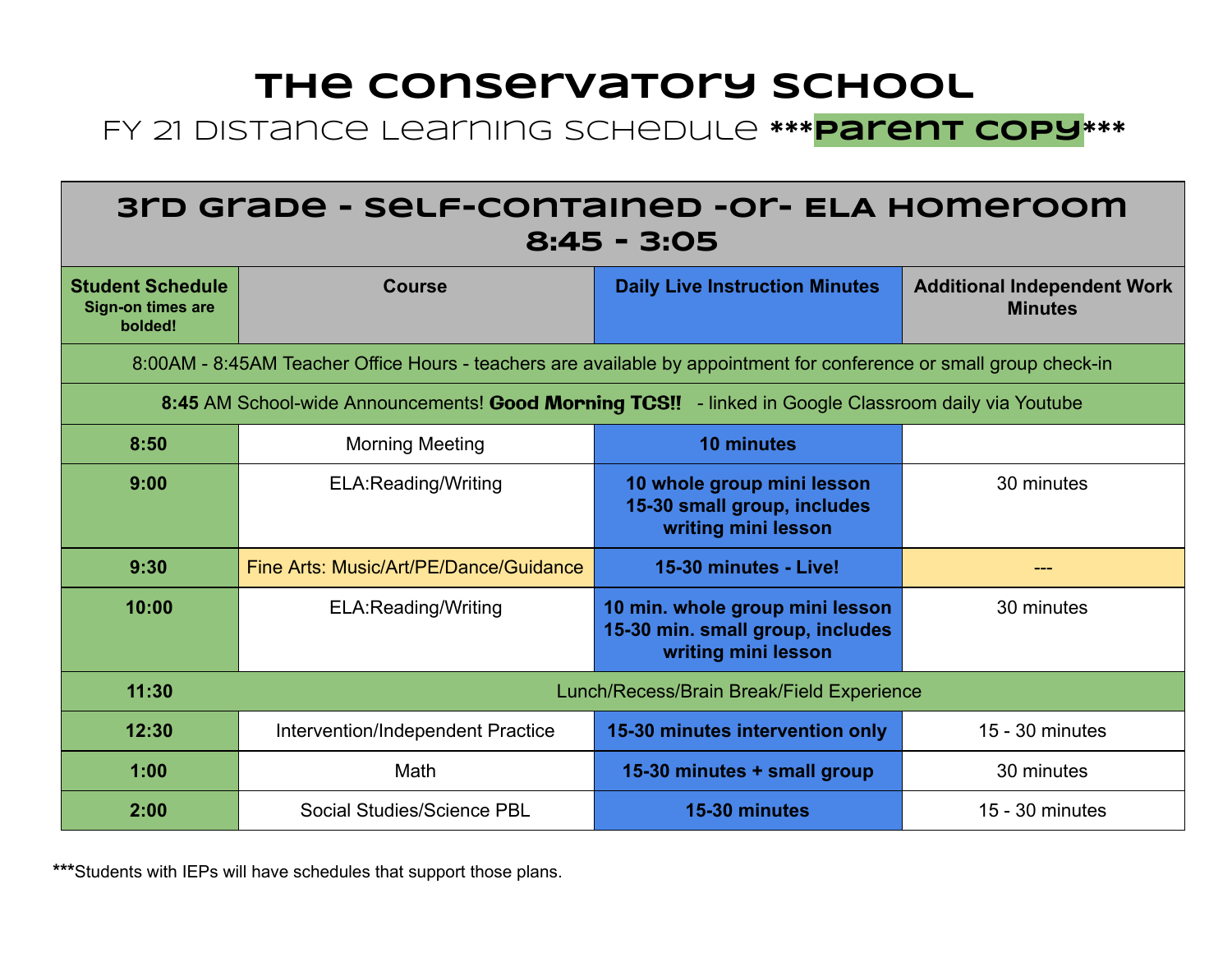# The Conservatory School

## FY 21 Distance Learning Schedule ***Parent Copy***

| 3rd Grade - Self-Contained -or- ELA Homeroom 8:45 - 3:05 | | | |
|---|---|---|---|
| **Student Schedule** Sign-on times are bolded! | **Course** | **Daily Live Instruction Minutes** | **Additional Independent Work Minutes** |
| 8:00AM - 8:45AM Teacher Office Hours - teachers are available by appointment for conference or small group check-in | | | |
| **8:45** AM School-wide Announcements! **Good Morning TCS!!** - linked in Google Classroom daily via Youtube | | | |
| **8:50** | Morning Meeting | **10 minutes** | |
| **9:00** | ELA:Reading/Writing | **10 whole group mini lesson 15-30 small group, includes writing mini lesson** | 30 minutes |
| **9:30** | Fine Arts: Music/Art/PE/Dance/Guidance | **15-30 minutes - Live!** | --- |
| **10:00** | ELA:Reading/Writing | **10 min. whole group mini lesson 15-30 min. small group, includes writing mini lesson** | 30 minutes |
| **11:30** | Lunch/Recess/Brain Break/Field Experience | | |
| **12:30** | Intervention/Independent Practice | **15-30 minutes intervention only** | 15 - 30 minutes |
| **1:00** | Math | **15-30 minutes + small group** | 30 minutes |
| **2:00** | Social Studies/Science PBL | **15-30 minutes** | 15 - 30 minutes |

*****Students with IEPs will have schedules that support those plans.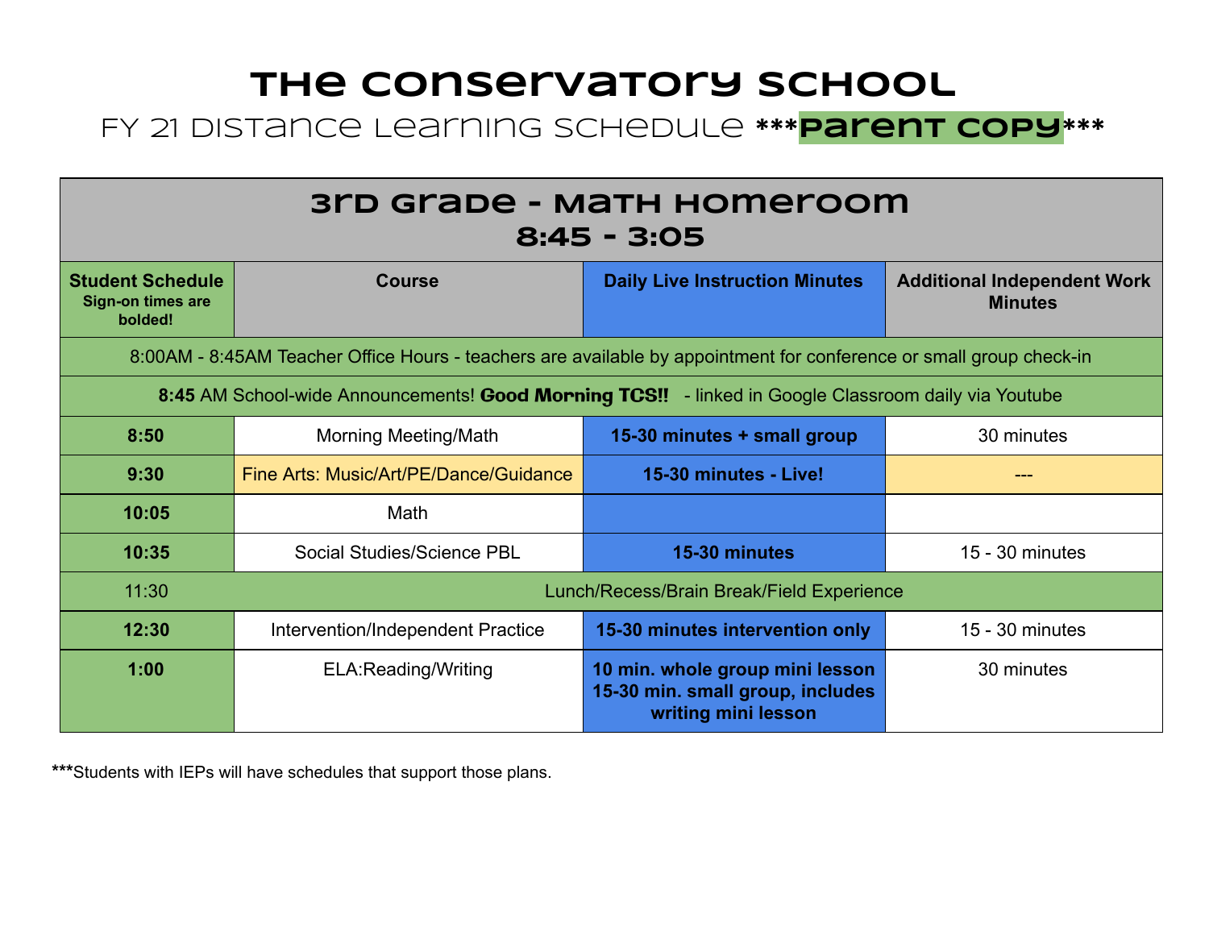# The Conservatory School

## FY 21 Distance Learning Schedule ***Parent Copy***

| 3rd Grade - Math Homeroom<br>8:45 - 3:05 | | | |
|---|---|---|---|
| **Student Schedule**<br>**Sign-on times are bolded!** | **Course** | **Daily Live Instruction Minutes** | **Additional Independent Work Minutes** |
| 8:00AM - 8:45AM Teacher Office Hours - teachers are available by appointment for conference or small group check-in | | | |
| **8:45** AM School-wide Announcements! **Good Morning TCS!!** - linked in Google Classroom daily via Youtube | | | |
| **8:50** | Morning Meeting/Math | **15-30 minutes + small group** | 30 minutes |
| **9:30** | Fine Arts: Music/Art/PE/Dance/Guidance | **15-30 minutes - Live!** | --- |
| **10:05** | Math | | |
| **10:35** | Social Studies/Science PBL | **15-30 minutes** | 15 - 30 minutes |
| 11:30 | Lunch/Recess/Brain Break/Field Experience | | |
| **12:30** | Intervention/Independent Practice | **15-30 minutes intervention only** | 15 - 30 minutes |
| **1:00** | ELA:Reading/Writing | **10 min. whole group mini lesson**<br>**15-30 min. small group, includes writing mini lesson** | 30 minutes |

***Students with IEPs will have schedules that support those plans.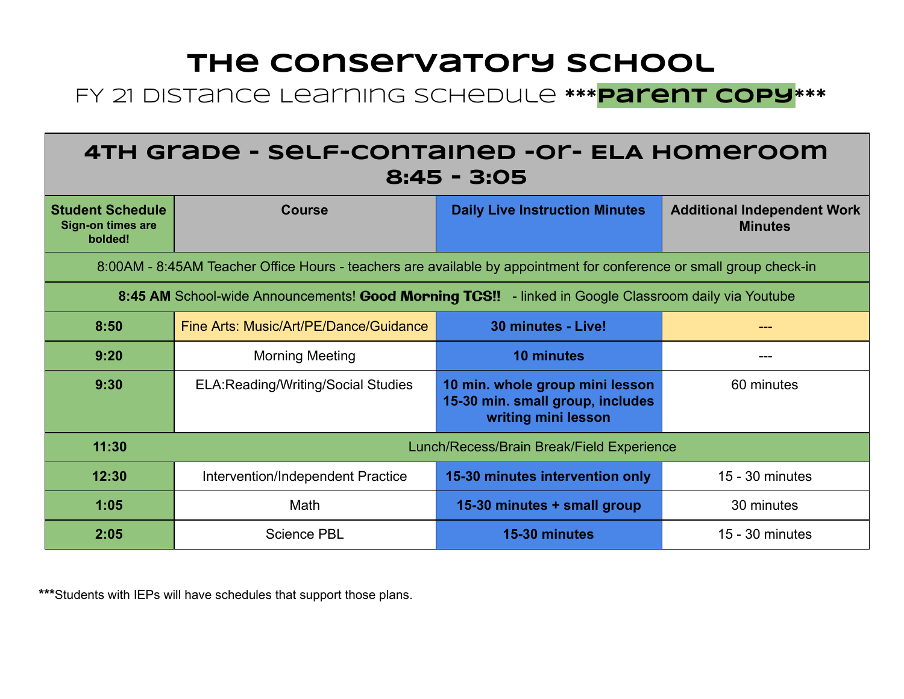# The Conservatory School

## FY 21 Distance Learning Schedule ***Parent Copy***

| 4th Grade - Self-Contained -or- ELA Homeroom 8:45 - 3:05 | | | |
|---|---|---|---|
| **Student Schedule** **Sign-on times are bolded!** | **Course** | **Daily Live Instruction Minutes** | **Additional Independent Work Minutes** |
| 8:00AM - 8:45AM Teacher Office Hours - teachers are available by appointment for conference or small group check-in | | | |
| **8:45 AM** School-wide Announcements! **Good Morning TCS!!** - linked in Google Classroom daily via Youtube | | | |
| **8:50** | Fine Arts: Music/Art/PE/Dance/Guidance | **30 minutes - Live!** | --- |
| **9:20** | Morning Meeting | **10 minutes** | --- |
| **9:30** | ELA:Reading/Writing/Social Studies | **10 min. whole group mini lesson 15-30 min. small group, includes writing mini lesson** | 60 minutes |
| **11:30** | Lunch/Recess/Brain Break/Field Experience | | |
| **12:30** | Intervention/Independent Practice | **15-30 minutes intervention only** | 15 - 30 minutes |
| **1:05** | Math | **15-30 minutes + small group** | 30 minutes |
| **2:05** | Science PBL | **15-30 minutes** | 15 - 30 minutes |

***Students with IEPs will have schedules that support those plans.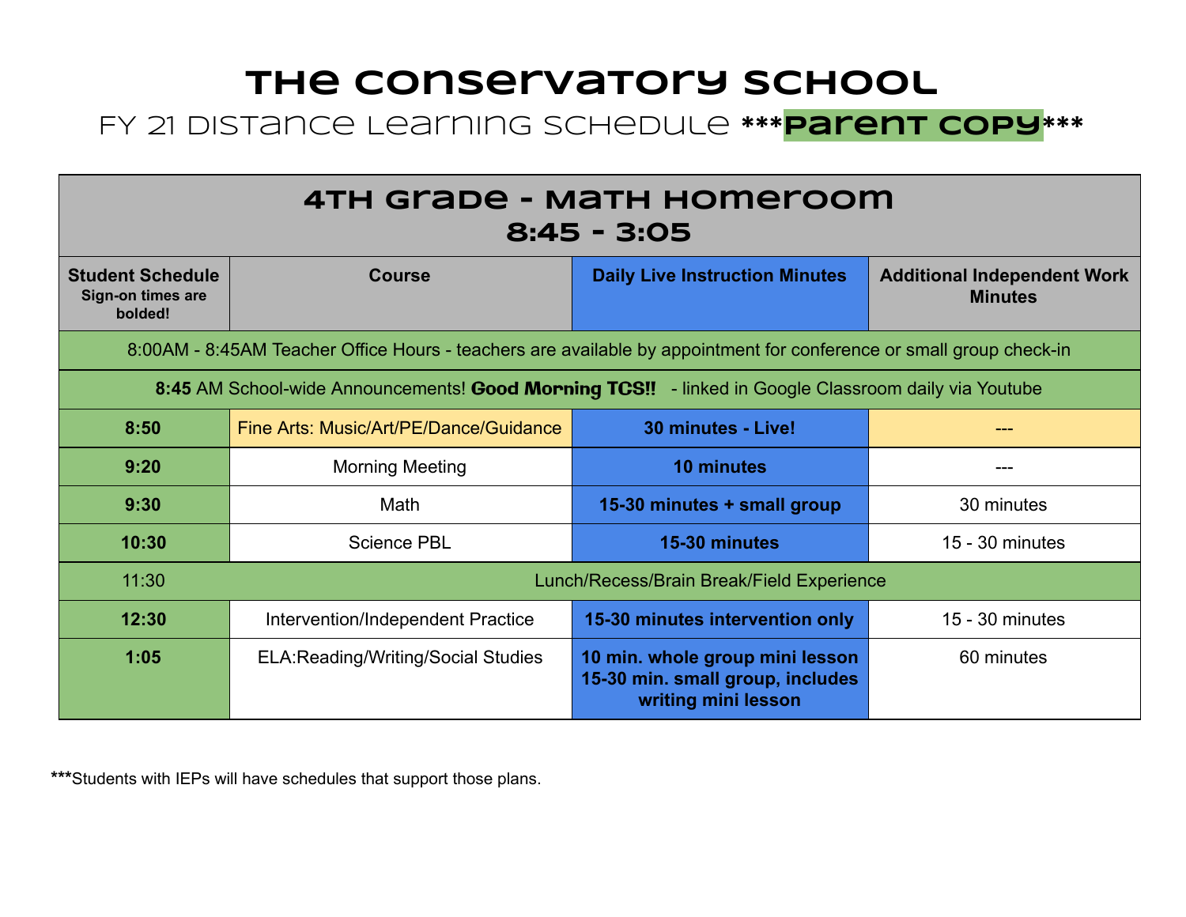# The Conservatory School

## FY 21 Distance Learning Schedule ***Parent Copy***

| 4th Grade - Math Homeroom<br>8:45 - 3:05 | | | |
|---|---|---|---|
| **Student Schedule**<br>**Sign-on times are bolded!** | **Course** | **Daily Live Instruction Minutes** | **Additional Independent Work Minutes** |
| 8:00AM - 8:45AM Teacher Office Hours - teachers are available by appointment for conference or small group check-in | | | |
| **8:45** AM School-wide Announcements! **Good Morning TCS!!** - linked in Google Classroom daily via Youtube | | | |
| **8:50** | Fine Arts: Music/Art/PE/Dance/Guidance | **30 minutes - Live!** | --- |
| **9:20** | Morning Meeting | **10 minutes** | --- |
| **9:30** | Math | **15-30 minutes + small group** | 30 minutes |
| **10:30** | Science PBL | **15-30 minutes** | 15 - 30 minutes |
| 11:30 | Lunch/Recess/Brain Break/Field Experience | | |
| **12:30** | Intervention/Independent Practice | **15-30 minutes intervention only** | 15 - 30 minutes |
| **1:05** | ELA:Reading/Writing/Social Studies | **10 min. whole group mini lesson**<br>**15-30 min. small group, includes writing mini lesson** | 60 minutes |

***Students with IEPs will have schedules that support those plans.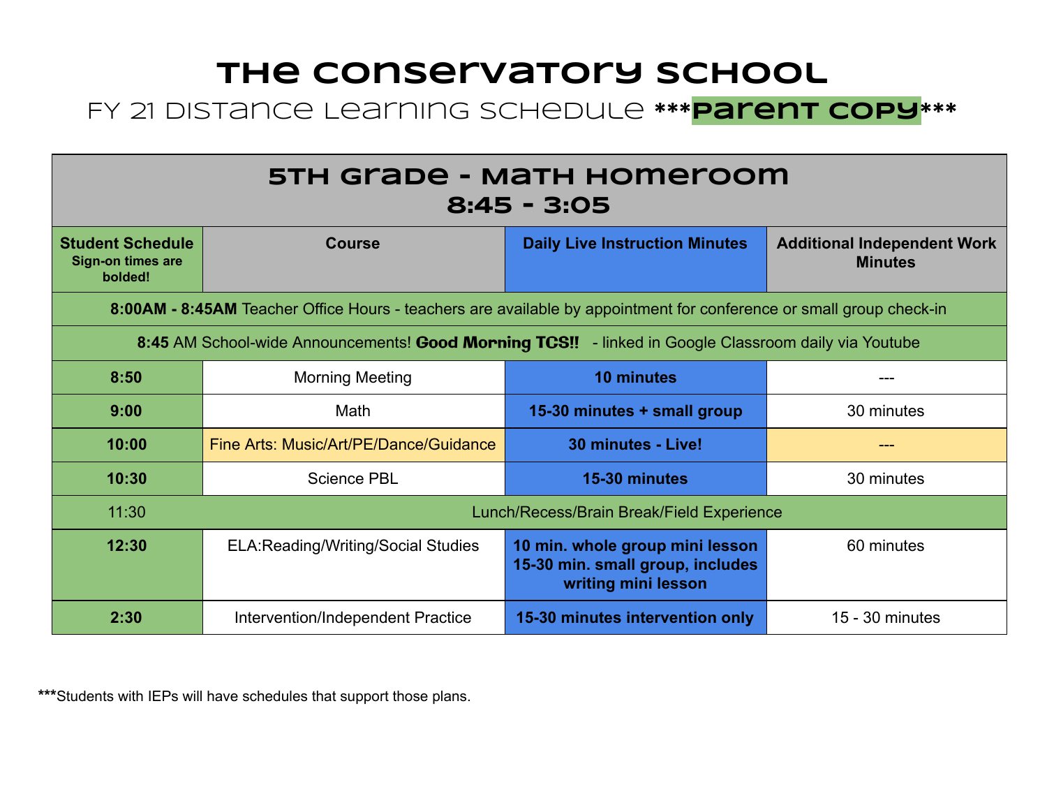# The Conservatory School

## FY 21 Distance Learning Schedule ***Parent Copy***

| 5th Grade - Math Homeroom 8:45 - 3:05 | | | |
|---|---|---|---|
| **Student Schedule** **Sign-on times are bolded!** | **Course** | **Daily Live Instruction Minutes** | **Additional Independent Work Minutes** |
| **8:00AM - 8:45AM** Teacher Office Hours - teachers are available by appointment for conference or small group check-in | | | |
| **8:45** AM School-wide Announcements! **Good Morning TCS!!** - linked in Google Classroom daily via Youtube | | | |
| **8:50** | Morning Meeting | **10 minutes** | --- |
| **9:00** | Math | **15-30 minutes + small group** | 30 minutes |
| **10:00** | Fine Arts: Music/Art/PE/Dance/Guidance | **30 minutes - Live!** | --- |
| **10:30** | Science PBL | **15-30 minutes** | 30 minutes |
| 11:30 | Lunch/Recess/Brain Break/Field Experience | | |
| **12:30** | ELA:Reading/Writing/Social Studies | **10 min. whole group mini lesson 15-30 min. small group, includes writing mini lesson** | 60 minutes |
| **2:30** | Intervention/Independent Practice | **15-30 minutes intervention only** | 15 - 30 minutes |

*****Students with IEPs will have schedules that support those plans.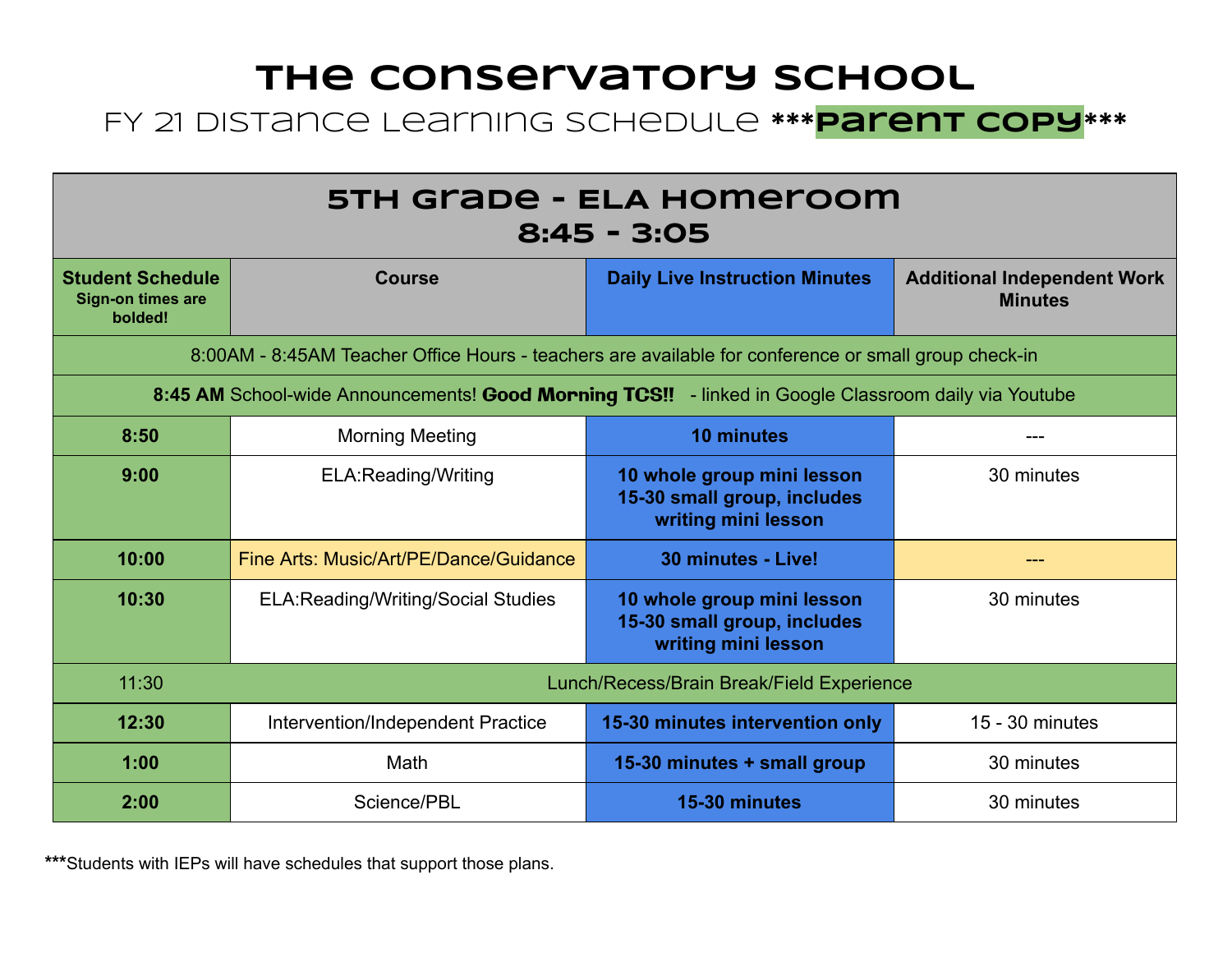# The Conservatory School

## FY 21 Distance Learning Schedule ***Parent Copy***

| 5th Grade - ELA Homeroom 8:45 - 3:05 | | | |
|---|---|---|---|
| **Student Schedule** **Sign-on times are bolded!** | **Course** | **Daily Live Instruction Minutes** | **Additional Independent Work Minutes** |
| 8:00AM - 8:45AM Teacher Office Hours - teachers are available for conference or small group check-in | | | |
| **8:45 AM** School-wide Announcements! **Good Morning TCS!!** - linked in Google Classroom daily via Youtube | | | |
| **8:50** | Morning Meeting | **10 minutes** | --- |
| **9:00** | ELA:Reading/Writing | **10 whole group mini lesson 15-30 small group, includes writing mini lesson** | 30 minutes |
| **10:00** | Fine Arts: Music/Art/PE/Dance/Guidance | **30 minutes - Live!** | --- |
| **10:30** | ELA:Reading/Writing/Social Studies | **10 whole group mini lesson 15-30 small group, includes writing mini lesson** | 30 minutes |
| 11:30 | Lunch/Recess/Brain Break/Field Experience | | |
| **12:30** | Intervention/Independent Practice | **15-30 minutes intervention only** | 15 - 30 minutes |
| **1:00** | Math | **15-30 minutes + small group** | 30 minutes |
| **2:00** | Science/PBL | **15-30 minutes** | 30 minutes |

***Students with IEPs will have schedules that support those plans.